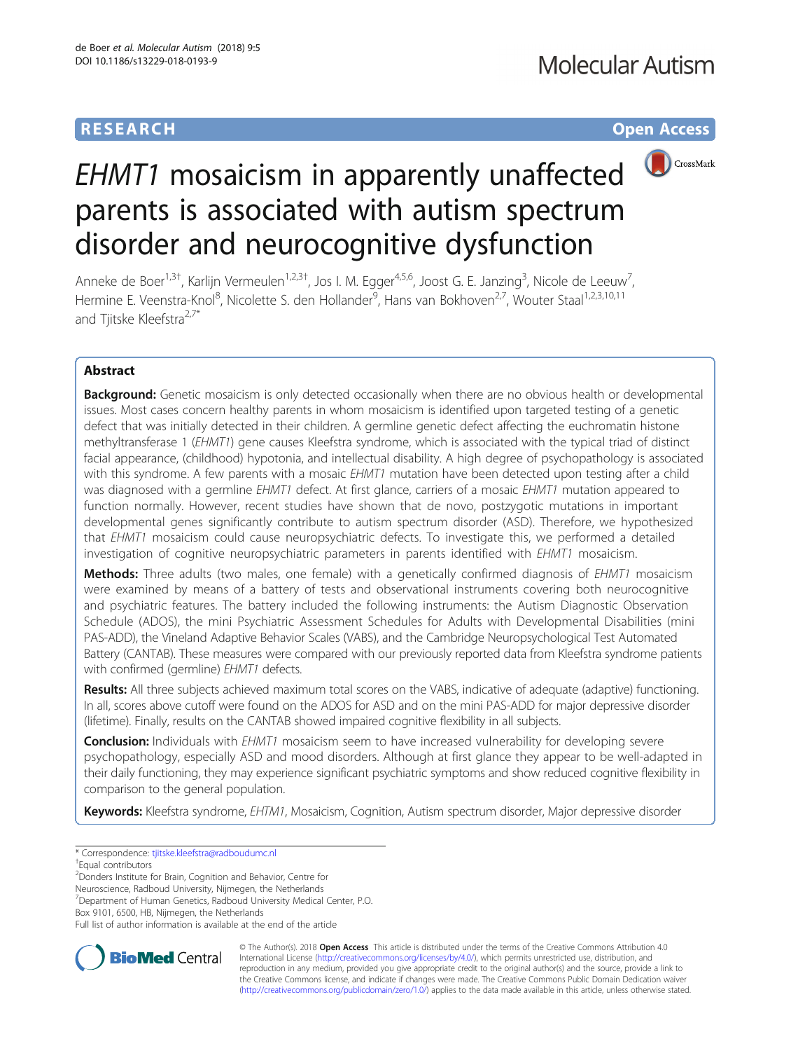RESEARCH Open Access

# EHMT1 mosaicism in apparently unaffected parents is associated with autism spectrum disorder and neurocognitive dysfunction

Anneke de Boer[1,3†], Karlijn Vermeulen[1,2,3†], Jos I. M. Egger[4,5,6], Joost G. E. Janzing[3], Nicole de Leeuw[7], Hermine E. Veenstra-Knol[8], Nicolette S. den Hollander[9], Hans van Bokhoven[2,7], Wouter Staal[1,2,3,10,11] and Tjitske Kleefstra[2,7*]

## Abstract

**Background:** Genetic mosaicism is only detected occasionally when there are no obvious health or developmental issues. Most cases concern healthy parents in whom mosaicism is identified upon targeted testing of a genetic defect that was initially detected in their children. A germline genetic defect affecting the euchromatin histone methyltransferase 1 (*EHMT1*) gene causes Kleefstra syndrome, which is associated with the typical triad of distinct facial appearance, (childhood) hypotonia, and intellectual disability. A high degree of psychopathology is associated with this syndrome. A few parents with a mosaic *EHMT1* mutation have been detected upon testing after a child was diagnosed with a germline *EHMT1* defect. At first glance, carriers of a mosaic *EHMT1* mutation appeared to function normally. However, recent studies have shown that de novo, postzygotic mutations in important developmental genes significantly contribute to autism spectrum disorder (ASD). Therefore, we hypothesized that *EHMT1* mosaicism could cause neuropsychiatric defects. To investigate this, we performed a detailed investigation of cognitive neuropsychiatric parameters in parents identified with *EHMT1* mosaicism.

**Methods:** Three adults (two males, one female) with a genetically confirmed diagnosis of *EHMT1* mosaicism were examined by means of a battery of tests and observational instruments covering both neurocognitive and psychiatric features. The battery included the following instruments: the Autism Diagnostic Observation Schedule (ADOS), the mini Psychiatric Assessment Schedules for Adults with Developmental Disabilities (mini PAS-ADD), the Vineland Adaptive Behavior Scales (VABS), and the Cambridge Neuropsychological Test Automated Battery (CANTAB). These measures were compared with our previously reported data from Kleefstra syndrome patients with confirmed (germline) *EHMT1* defects.

**Results:** All three subjects achieved maximum total scores on the VABS, indicative of adequate (adaptive) functioning. In all, scores above cutoff were found on the ADOS for ASD and on the mini PAS-ADD for major depressive disorder (lifetime). Finally, results on the CANTAB showed impaired cognitive flexibility in all subjects.

**Conclusion:** Individuals with *EHMT1* mosaicism seem to have increased vulnerability for developing severe psychopathology, especially ASD and mood disorders. Although at first glance they appear to be well-adapted in their daily functioning, they may experience significant psychiatric symptoms and show reduced cognitive flexibility in comparison to the general population.

**Keywords:** Kleefstra syndrome, *EHTM1*, Mosaicism, Cognition, Autism spectrum disorder, Major depressive disorder

\* Correspondence: tjitske.kleefstra@radboudumc.nl
†Equal contributors
[2]Donders Institute for Brain, Cognition and Behavior, Centre for Neuroscience, Radboud University, Nijmegen, the Netherlands
[7]Department of Human Genetics, Radboud University Medical Center, P.O. Box 9101, 6500, HB, Nijmegen, the Netherlands
Full list of author information is available at the end of the article

© The Author(s). 2018 **Open Access** This article is distributed under the terms of the Creative Commons Attribution 4.0 International License (http://creativecommons.org/licenses/by/4.0/), which permits unrestricted use, distribution, and reproduction in any medium, provided you give appropriate credit to the original author(s) and the source, provide a link to the Creative Commons license, and indicate if changes were made. The Creative Commons Public Domain Dedication waiver (http://creativecommons.org/publicdomain/zero/1.0/) applies to the data made available in this article, unless otherwise stated.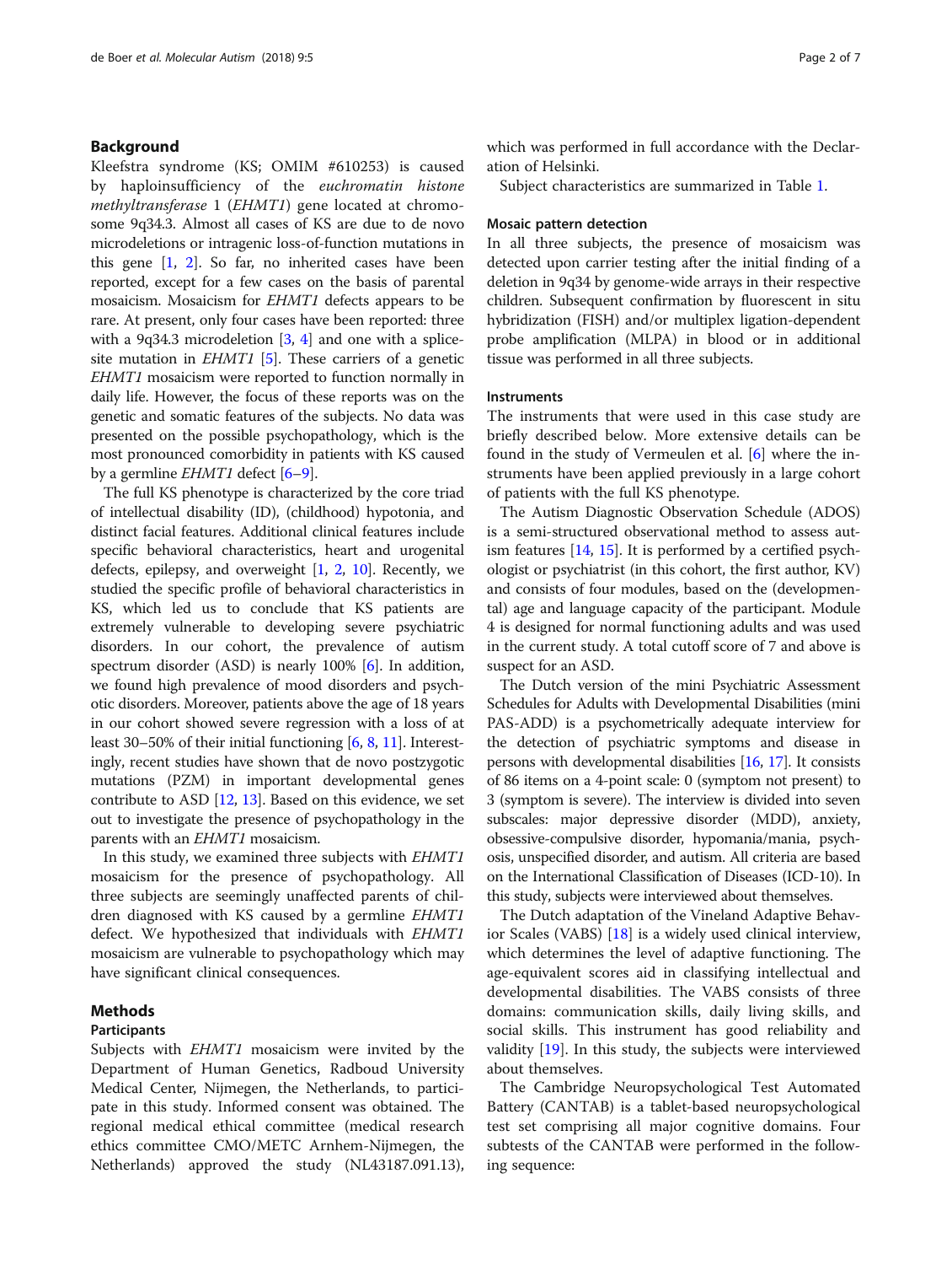## Background

Kleefstra syndrome (KS; OMIM #610253) is caused by haploinsufficiency of the *euchromatin histone methyltransferase* 1 (*EHMT1*) gene located at chromosome 9q34.3. Almost all cases of KS are due to de novo microdeletions or intragenic loss-of-function mutations in this gene [1, 2]. So far, no inherited cases have been reported, except for a few cases on the basis of parental mosaicism. Mosaicism for *EHMT1* defects appears to be rare. At present, only four cases have been reported: three with a 9q34.3 microdeletion [3, 4] and one with a splice-site mutation in *EHMT1* [5]. These carriers of a genetic *EHMT1* mosaicism were reported to function normally in daily life. However, the focus of these reports was on the genetic and somatic features of the subjects. No data was presented on the possible psychopathology, which is the most pronounced comorbidity in patients with KS caused by a germline *EHMT1* defect [6–9].

The full KS phenotype is characterized by the core triad of intellectual disability (ID), (childhood) hypotonia, and distinct facial features. Additional clinical features include specific behavioral characteristics, heart and urogenital defects, epilepsy, and overweight [1, 2, 10]. Recently, we studied the specific profile of behavioral characteristics in KS, which led us to conclude that KS patients are extremely vulnerable to developing severe psychiatric disorders. In our cohort, the prevalence of autism spectrum disorder (ASD) is nearly 100% [6]. In addition, we found high prevalence of mood disorders and psychotic disorders. Moreover, patients above the age of 18 years in our cohort showed severe regression with a loss of at least 30–50% of their initial functioning [6, 8, 11]. Interestingly, recent studies have shown that de novo postzygotic mutations (PZM) in important developmental genes contribute to ASD [12, 13]. Based on this evidence, we set out to investigate the presence of psychopathology in the parents with an *EHMT1* mosaicism.

In this study, we examined three subjects with *EHMT1* mosaicism for the presence of psychopathology. All three subjects are seemingly unaffected parents of children diagnosed with KS caused by a germline *EHMT1* defect. We hypothesized that individuals with *EHMT1* mosaicism are vulnerable to psychopathology which may have significant clinical consequences.

## Methods

### Participants

Subjects with *EHMT1* mosaicism were invited by the Department of Human Genetics, Radboud University Medical Center, Nijmegen, the Netherlands, to participate in this study. Informed consent was obtained. The regional medical ethical committee (medical research ethics committee CMO/METC Arnhem-Nijmegen, the Netherlands) approved the study (NL43187.091.13), which was performed in full accordance with the Declaration of Helsinki.

Subject characteristics are summarized in Table 1.

### Mosaic pattern detection

In all three subjects, the presence of mosaicism was detected upon carrier testing after the initial finding of a deletion in 9q34 by genome-wide arrays in their respective children. Subsequent confirmation by fluorescent in situ hybridization (FISH) and/or multiplex ligation-dependent probe amplification (MLPA) in blood or in additional tissue was performed in all three subjects.

### Instruments

The instruments that were used in this case study are briefly described below. More extensive details can be found in the study of Vermeulen et al. [6] where the instruments have been applied previously in a large cohort of patients with the full KS phenotype.

The Autism Diagnostic Observation Schedule (ADOS) is a semi-structured observational method to assess autism features [14, 15]. It is performed by a certified psychologist or psychiatrist (in this cohort, the first author, KV) and consists of four modules, based on the (developmental) age and language capacity of the participant. Module 4 is designed for normal functioning adults and was used in the current study. A total cutoff score of 7 and above is suspect for an ASD.

The Dutch version of the mini Psychiatric Assessment Schedules for Adults with Developmental Disabilities (mini PAS-ADD) is a psychometrically adequate interview for the detection of psychiatric symptoms and disease in persons with developmental disabilities [16, 17]. It consists of 86 items on a 4-point scale: 0 (symptom not present) to 3 (symptom is severe). The interview is divided into seven subscales: major depressive disorder (MDD), anxiety, obsessive-compulsive disorder, hypomania/mania, psychosis, unspecified disorder, and autism. All criteria are based on the International Classification of Diseases (ICD-10). In this study, subjects were interviewed about themselves.

The Dutch adaptation of the Vineland Adaptive Behavior Scales (VABS) [18] is a widely used clinical interview, which determines the level of adaptive functioning. The age-equivalent scores aid in classifying intellectual and developmental disabilities. The VABS consists of three domains: communication skills, daily living skills, and social skills. This instrument has good reliability and validity [19]. In this study, the subjects were interviewed about themselves.

The Cambridge Neuropsychological Test Automated Battery (CANTAB) is a tablet-based neuropsychological test set comprising all major cognitive domains. Four subtests of the CANTAB were performed in the following sequence: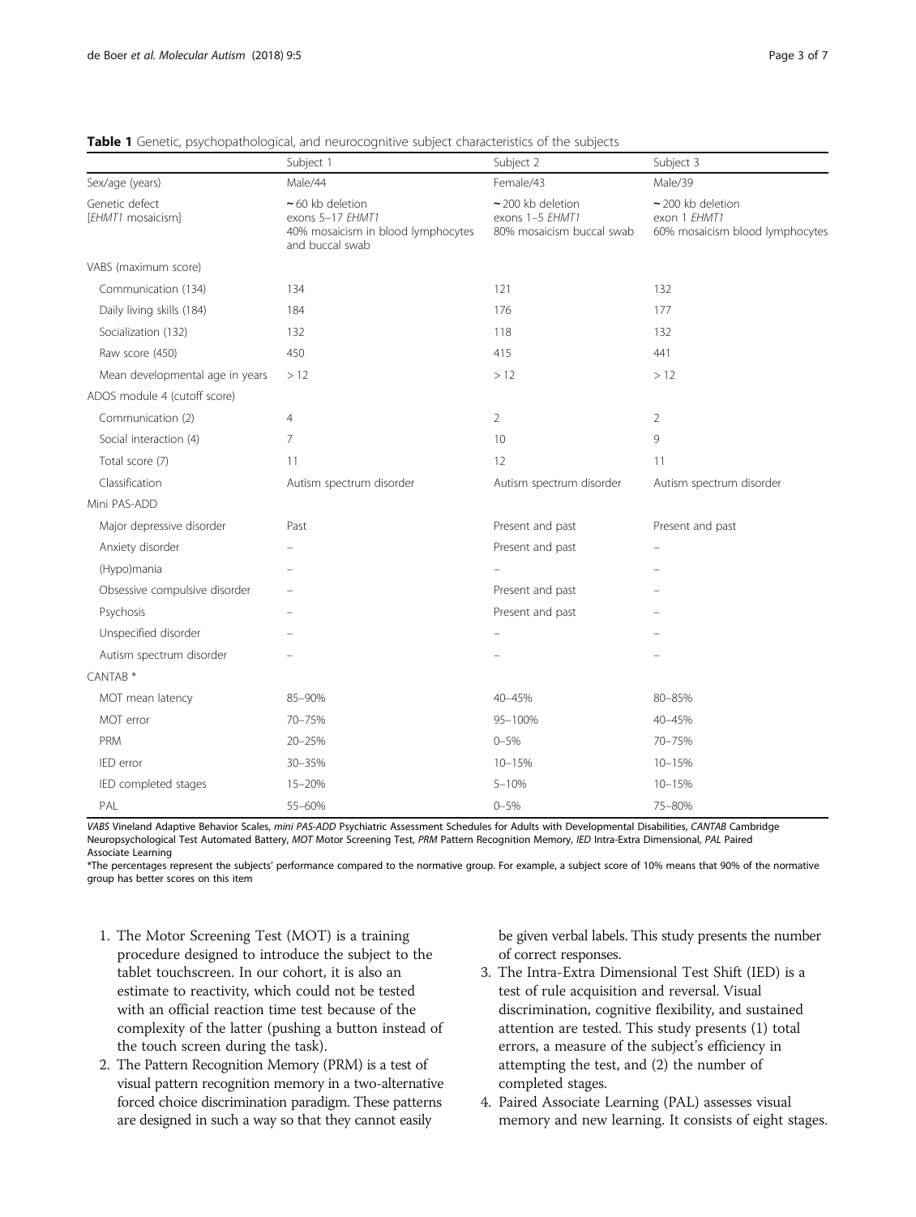**Table 1** Genetic, psychopathological, and neurocognitive subject characteristics of the subjects

| | Subject 1 | Subject 2 | Subject 3 |
|---|---|---|---|
| Sex/age (years) | Male/44 | Female/43 | Male/39 |
| Genetic defect [*EHMT1* mosaicism] | ~ 60 kb deletion exons 5–17 *EHMT1* 40% mosaicism in blood lymphocytes and buccal swab | ~ 200 kb deletion exons 1–5 *EHMT1* 80% mosaicism buccal swab | ~ 200 kb deletion exon 1 *EHMT1* 60% mosaicism blood lymphocytes |
| VABS (maximum score) | | | |
| Communication (134) | 134 | 121 | 132 |
| Daily living skills (184) | 184 | 176 | 177 |
| Socialization (132) | 132 | 118 | 132 |
| Raw score (450) | 450 | 415 | 441 |
| Mean developmental age in years | > 12 | > 12 | > 12 |
| ADOS module 4 (cutoff score) | | | |
| Communication (2) | 4 | 2 | 2 |
| Social interaction (4) | 7 | 10 | 9 |
| Total score (7) | 11 | 12 | 11 |
| Classification | Autism spectrum disorder | Autism spectrum disorder | Autism spectrum disorder |
| Mini PAS-ADD | | | |
| Major depressive disorder | Past | Present and past | Present and past |
| Anxiety disorder | – | Present and past | – |
| (Hypo)mania | – | – | – |
| Obsessive compulsive disorder | – | Present and past | – |
| Psychosis | – | Present and past | – |
| Unspecified disorder | – | – | – |
| Autism spectrum disorder | – | – | – |
| CANTAB * | | | |
| MOT mean latency | 85–90% | 40–45% | 80–85% |
| MOT error | 70–75% | 95–100% | 40–45% |
| PRM | 20–25% | 0–5% | 70–75% |
| IED error | 30–35% | 10–15% | 10–15% |
| IED completed stages | 15–20% | 5–10% | 10–15% |
| PAL | 55–60% | 0–5% | 75–80% |

*VABS* Vineland Adaptive Behavior Scales, *mini PAS-ADD* Psychiatric Assessment Schedules for Adults with Developmental Disabilities, *CANTAB* Cambridge Neuropsychological Test Automated Battery, *MOT* Motor Screening Test, *PRM* Pattern Recognition Memory, *IED* Intra-Extra Dimensional, *PAL* Paired Associate Learning

*The percentages represent the subjects' performance compared to the normative group. For example, a subject score of 10% means that 90% of the normative group has better scores on this item

1. The Motor Screening Test (MOT) is a training procedure designed to introduce the subject to the tablet touchscreen. In our cohort, it is also an estimate to reactivity, which could not be tested with an official reaction time test because of the complexity of the latter (pushing a button instead of the touch screen during the task).
2. The Pattern Recognition Memory (PRM) is a test of visual pattern recognition memory in a two-alternative forced choice discrimination paradigm. These patterns are designed in such a way so that they cannot easily be given verbal labels. This study presents the number of correct responses.
3. The Intra-Extra Dimensional Test Shift (IED) is a test of rule acquisition and reversal. Visual discrimination, cognitive flexibility, and sustained attention are tested. This study presents (1) total errors, a measure of the subject's efficiency in attempting the test, and (2) the number of completed stages.
4. Paired Associate Learning (PAL) assesses visual memory and new learning. It consists of eight stages.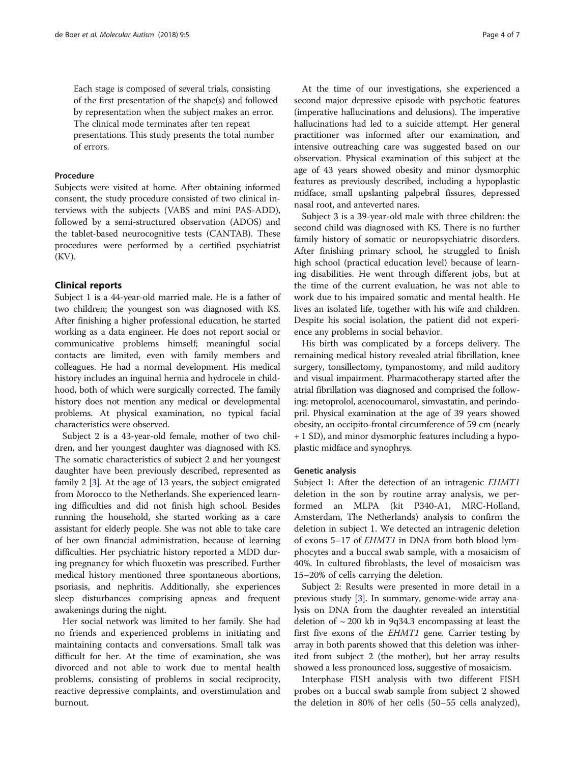Each stage is composed of several trials, consisting of the first presentation of the shape(s) and followed by representation when the subject makes an error. The clinical mode terminates after ten repeat presentations. This study presents the total number of errors.

### Procedure

Subjects were visited at home. After obtaining informed consent, the study procedure consisted of two clinical interviews with the subjects (VABS and mini PAS-ADD), followed by a semi-structured observation (ADOS) and the tablet-based neurocognitive tests (CANTAB). These procedures were performed by a certified psychiatrist (KV).

## Clinical reports

Subject 1 is a 44-year-old married male. He is a father of two children; the youngest son was diagnosed with KS. After finishing a higher professional education, he started working as a data engineer. He does not report social or communicative problems himself; meaningful social contacts are limited, even with family members and colleagues. He had a normal development. His medical history includes an inguinal hernia and hydrocele in childhood, both of which were surgically corrected. The family history does not mention any medical or developmental problems. At physical examination, no typical facial characteristics were observed.

Subject 2 is a 43-year-old female, mother of two children, and her youngest daughter was diagnosed with KS. The somatic characteristics of subject 2 and her youngest daughter have been previously described, represented as family 2 [3]. At the age of 13 years, the subject emigrated from Morocco to the Netherlands. She experienced learning difficulties and did not finish high school. Besides running the household, she started working as a care assistant for elderly people. She was not able to take care of her own financial administration, because of learning difficulties. Her psychiatric history reported a MDD during pregnancy for which fluoxetin was prescribed. Further medical history mentioned three spontaneous abortions, psoriasis, and nephritis. Additionally, she experiences sleep disturbances comprising apneas and frequent awakenings during the night.

Her social network was limited to her family. She had no friends and experienced problems in initiating and maintaining contacts and conversations. Small talk was difficult for her. At the time of examination, she was divorced and not able to work due to mental health problems, consisting of problems in social reciprocity, reactive depressive complaints, and overstimulation and burnout.

At the time of our investigations, she experienced a second major depressive episode with psychotic features (imperative hallucinations and delusions). The imperative hallucinations had led to a suicide attempt. Her general practitioner was informed after our examination, and intensive outreaching care was suggested based on our observation. Physical examination of this subject at the age of 43 years showed obesity and minor dysmorphic features as previously described, including a hypoplastic midface, small upslanting palpebral fissures, depressed nasal root, and anteverted nares.

Subject 3 is a 39-year-old male with three children: the second child was diagnosed with KS. There is no further family history of somatic or neuropsychiatric disorders. After finishing primary school, he struggled to finish high school (practical education level) because of learning disabilities. He went through different jobs, but at the time of the current evaluation, he was not able to work due to his impaired somatic and mental health. He lives an isolated life, together with his wife and children. Despite his social isolation, the patient did not experience any problems in social behavior.

His birth was complicated by a forceps delivery. The remaining medical history revealed atrial fibrillation, knee surgery, tonsillectomy, tympanostomy, and mild auditory and visual impairment. Pharmacotherapy started after the atrial fibrillation was diagnosed and comprised the following: metoprolol, acenocoumarol, simvastatin, and perindopril. Physical examination at the age of 39 years showed obesity, an occipito-frontal circumference of 59 cm (nearly + 1 SD), and minor dysmorphic features including a hypoplastic midface and synophrys.

### Genetic analysis

Subject 1: After the detection of an intragenic *EHMT1* deletion in the son by routine array analysis, we performed an MLPA (kit P340-A1, MRC-Holland, Amsterdam, The Netherlands) analysis to confirm the deletion in subject 1. We detected an intragenic deletion of exons 5–17 of *EHMT1* in DNA from both blood lymphocytes and a buccal swab sample, with a mosaicism of 40%. In cultured fibroblasts, the level of mosaicism was 15–20% of cells carrying the deletion.

Subject 2: Results were presented in more detail in a previous study [3]. In summary, genome-wide array analysis on DNA from the daughter revealed an interstitial deletion of ~ 200 kb in 9q34.3 encompassing at least the first five exons of the *EHMT1* gene. Carrier testing by array in both parents showed that this deletion was inherited from subject 2 (the mother), but her array results showed a less pronounced loss, suggestive of mosaicism.

Interphase FISH analysis with two different FISH probes on a buccal swab sample from subject 2 showed the deletion in 80% of her cells (50–55 cells analyzed),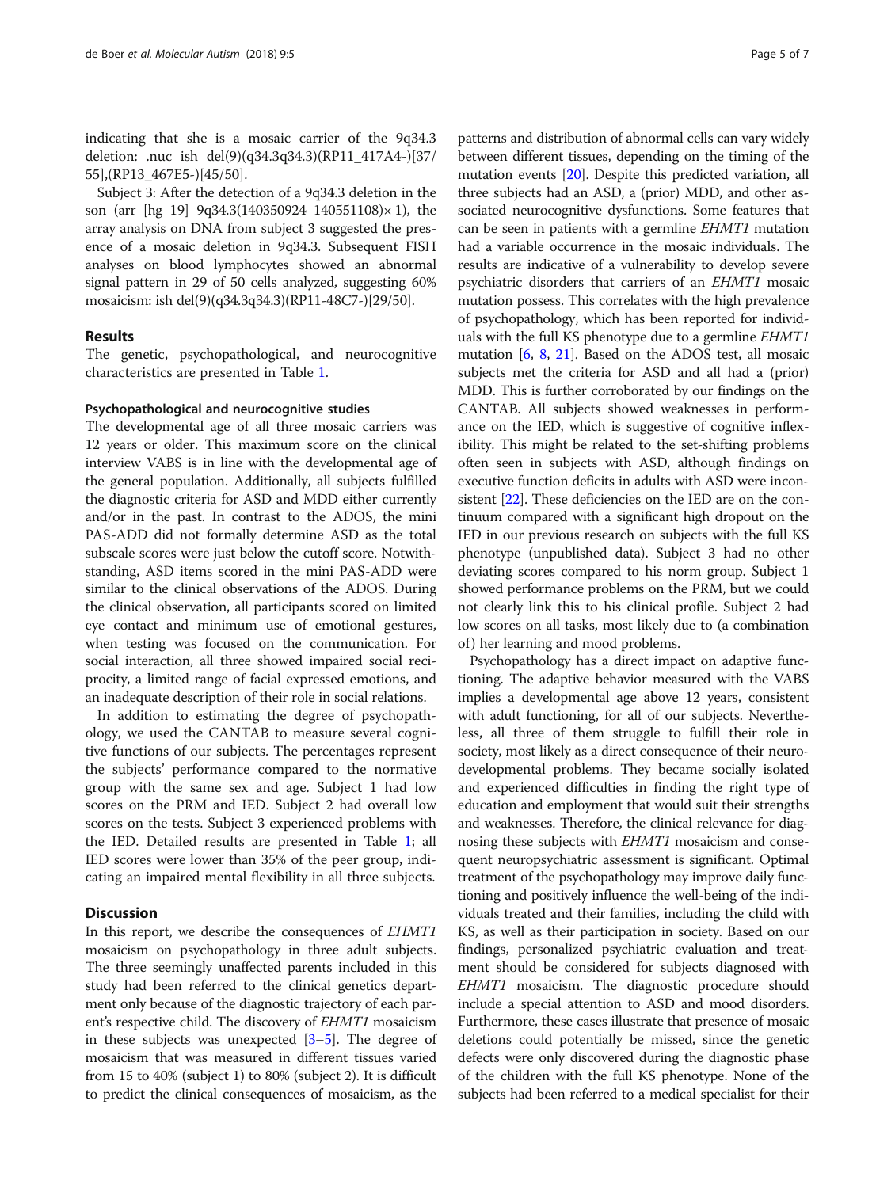indicating that she is a mosaic carrier of the 9q34.3 deletion: .nuc ish del(9)(q34.3q34.3)(RP11_417A4-)[37/55],(RP13_467E5-)[45/50].

Subject 3: After the detection of a 9q34.3 deletion in the son (arr [hg 19] 9q34.3(140350924 140551108)× 1), the array analysis on DNA from subject 3 suggested the presence of a mosaic deletion in 9q34.3. Subsequent FISH analyses on blood lymphocytes showed an abnormal signal pattern in 29 of 50 cells analyzed, suggesting 60% mosaicism: ish del(9)(q34.3q34.3)(RP11-48C7-)[29/50].

## Results

The genetic, psychopathological, and neurocognitive characteristics are presented in Table 1.

### Psychopathological and neurocognitive studies

The developmental age of all three mosaic carriers was 12 years or older. This maximum score on the clinical interview VABS is in line with the developmental age of the general population. Additionally, all subjects fulfilled the diagnostic criteria for ASD and MDD either currently and/or in the past. In contrast to the ADOS, the mini PAS-ADD did not formally determine ASD as the total subscale scores were just below the cutoff score. Notwithstanding, ASD items scored in the mini PAS-ADD were similar to the clinical observations of the ADOS. During the clinical observation, all participants scored on limited eye contact and minimum use of emotional gestures, when testing was focused on the communication. For social interaction, all three showed impaired social reciprocity, a limited range of facial expressed emotions, and an inadequate description of their role in social relations.

In addition to estimating the degree of psychopathology, we used the CANTAB to measure several cognitive functions of our subjects. The percentages represent the subjects' performance compared to the normative group with the same sex and age. Subject 1 had low scores on the PRM and IED. Subject 2 had overall low scores on the tests. Subject 3 experienced problems with the IED. Detailed results are presented in Table 1; all IED scores were lower than 35% of the peer group, indicating an impaired mental flexibility in all three subjects.

## Discussion

In this report, we describe the consequences of *EHMT1* mosaicism on psychopathology in three adult subjects. The three seemingly unaffected parents included in this study had been referred to the clinical genetics department only because of the diagnostic trajectory of each parent's respective child. The discovery of *EHMT1* mosaicism in these subjects was unexpected [3–5]. The degree of mosaicism that was measured in different tissues varied from 15 to 40% (subject 1) to 80% (subject 2). It is difficult to predict the clinical consequences of mosaicism, as the patterns and distribution of abnormal cells can vary widely between different tissues, depending on the timing of the mutation events [20]. Despite this predicted variation, all three subjects had an ASD, a (prior) MDD, and other associated neurocognitive dysfunctions. Some features that can be seen in patients with a germline *EHMT1* mutation had a variable occurrence in the mosaic individuals. The results are indicative of a vulnerability to develop severe psychiatric disorders that carriers of an *EHMT1* mosaic mutation possess. This correlates with the high prevalence of psychopathology, which has been reported for individuals with the full KS phenotype due to a germline *EHMT1* mutation [6, 8, 21]. Based on the ADOS test, all mosaic subjects met the criteria for ASD and all had a (prior) MDD. This is further corroborated by our findings on the CANTAB. All subjects showed weaknesses in performance on the IED, which is suggestive of cognitive inflexibility. This might be related to the set-shifting problems often seen in subjects with ASD, although findings on executive function deficits in adults with ASD were inconsistent [22]. These deficiencies on the IED are on the continuum compared with a significant high dropout on the IED in our previous research on subjects with the full KS phenotype (unpublished data). Subject 3 had no other deviating scores compared to his norm group. Subject 1 showed performance problems on the PRM, but we could not clearly link this to his clinical profile. Subject 2 had low scores on all tasks, most likely due to (a combination of) her learning and mood problems.

Psychopathology has a direct impact on adaptive functioning. The adaptive behavior measured with the VABS implies a developmental age above 12 years, consistent with adult functioning, for all of our subjects. Nevertheless, all three of them struggle to fulfill their role in society, most likely as a direct consequence of their neurodevelopmental problems. They became socially isolated and experienced difficulties in finding the right type of education and employment that would suit their strengths and weaknesses. Therefore, the clinical relevance for diagnosing these subjects with *EHMT1* mosaicism and consequent neuropsychiatric assessment is significant. Optimal treatment of the psychopathology may improve daily functioning and positively influence the well-being of the individuals treated and their families, including the child with KS, as well as their participation in society. Based on our findings, personalized psychiatric evaluation and treatment should be considered for subjects diagnosed with *EHMT1* mosaicism. The diagnostic procedure should include a special attention to ASD and mood disorders. Furthermore, these cases illustrate that presence of mosaic deletions could potentially be missed, since the genetic defects were only discovered during the diagnostic phase of the children with the full KS phenotype. None of the subjects had been referred to a medical specialist for their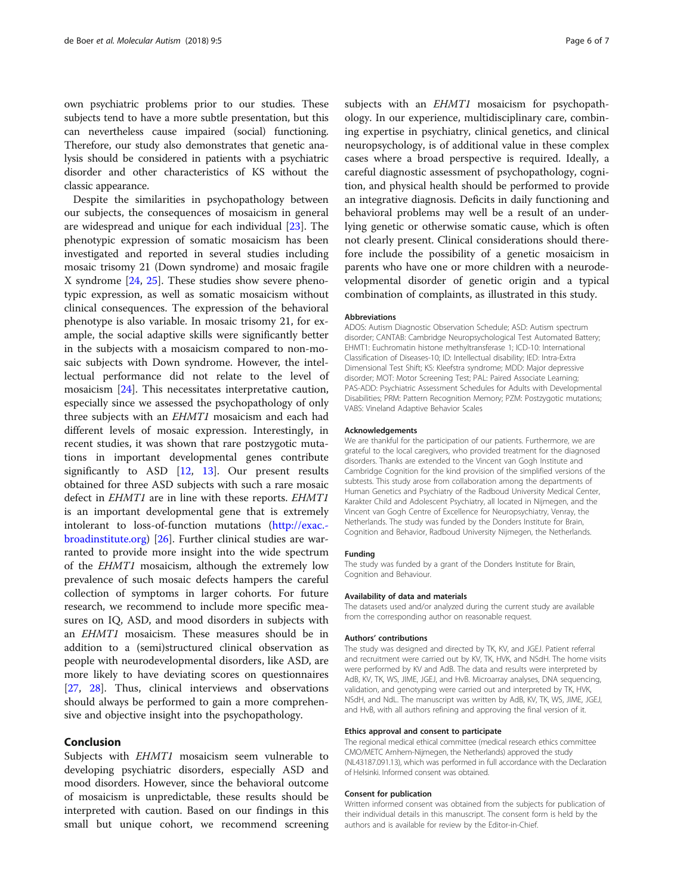own psychiatric problems prior to our studies. These subjects tend to have a more subtle presentation, but this can nevertheless cause impaired (social) functioning. Therefore, our study also demonstrates that genetic analysis should be considered in patients with a psychiatric disorder and other characteristics of KS without the classic appearance.

Despite the similarities in psychopathology between our subjects, the consequences of mosaicism in general are widespread and unique for each individual [23]. The phenotypic expression of somatic mosaicism has been investigated and reported in several studies including mosaic trisomy 21 (Down syndrome) and mosaic fragile X syndrome [24, 25]. These studies show severe phenotypic expression, as well as somatic mosaicism without clinical consequences. The expression of the behavioral phenotype is also variable. In mosaic trisomy 21, for example, the social adaptive skills were significantly better in the subjects with a mosaicism compared to non-mosaic subjects with Down syndrome. However, the intellectual performance did not relate to the level of mosaicism [24]. This necessitates interpretative caution, especially since we assessed the psychopathology of only three subjects with an *EHMT1* mosaicism and each had different levels of mosaic expression. Interestingly, in recent studies, it was shown that rare postzygotic mutations in important developmental genes contribute significantly to ASD [12, 13]. Our present results obtained for three ASD subjects with such a rare mosaic defect in *EHMT1* are in line with these reports. *EHMT1* is an important developmental gene that is extremely intolerant to loss-of-function mutations (http://exac.broadinstitute.org) [26]. Further clinical studies are warranted to provide more insight into the wide spectrum of the *EHMT1* mosaicism, although the extremely low prevalence of such mosaic defects hampers the careful collection of symptoms in larger cohorts. For future research, we recommend to include more specific measures on IQ, ASD, and mood disorders in subjects with an *EHMT1* mosaicism. These measures should be in addition to a (semi)structured clinical observation as people with neurodevelopmental disorders, like ASD, are more likely to have deviating scores on questionnaires [27, 28]. Thus, clinical interviews and observations should always be performed to gain a more comprehensive and objective insight into the psychopathology.

## Conclusion

Subjects with *EHMT1* mosaicism seem vulnerable to developing psychiatric disorders, especially ASD and mood disorders. However, since the behavioral outcome of mosaicism is unpredictable, these results should be interpreted with caution. Based on our findings in this small but unique cohort, we recommend screening subjects with an *EHMT1* mosaicism for psychopathology. In our experience, multidisciplinary care, combining expertise in psychiatry, clinical genetics, and clinical neuropsychology, is of additional value in these complex cases where a broad perspective is required. Ideally, a careful diagnostic assessment of psychopathology, cognition, and physical health should be performed to provide an integrative diagnosis. Deficits in daily functioning and behavioral problems may well be a result of an underlying genetic or otherwise somatic cause, which is often not clearly present. Clinical considerations should therefore include the possibility of a genetic mosaicism in parents who have one or more children with a neurodevelopmental disorder of genetic origin and a typical combination of complaints, as illustrated in this study.

#### Abbreviations

ADOS: Autism Diagnostic Observation Schedule; ASD: Autism spectrum disorder; CANTAB: Cambridge Neuropsychological Test Automated Battery; EHMT1: Euchromatin histone methyltransferase 1; ICD-10: International Classification of Diseases-10; ID: Intellectual disability; IED: Intra-Extra Dimensional Test Shift; KS: Kleefstra syndrome; MDD: Major depressive disorder; MOT: Motor Screening Test; PAL: Paired Associate Learning; PAS-ADD: Psychiatric Assessment Schedules for Adults with Developmental Disabilities; PRM: Pattern Recognition Memory; PZM: Postzygotic mutations; VABS: Vineland Adaptive Behavior Scales

#### Acknowledgements

We are thankful for the participation of our patients. Furthermore, we are grateful to the local caregivers, who provided treatment for the diagnosed disorders. Thanks are extended to the Vincent van Gogh Institute and Cambridge Cognition for the kind provision of the simplified versions of the subtests. This study arose from collaboration among the departments of Human Genetics and Psychiatry of the Radboud University Medical Center, Karakter Child and Adolescent Psychiatry, all located in Nijmegen, and the Vincent van Gogh Centre of Excellence for Neuropsychiatry, Venray, the Netherlands. The study was funded by the Donders Institute for Brain, Cognition and Behavior, Radboud University Nijmegen, the Netherlands.

#### Funding

The study was funded by a grant of the Donders Institute for Brain, Cognition and Behaviour.

#### Availability of data and materials

The datasets used and/or analyzed during the current study are available from the corresponding author on reasonable request.

#### Authors' contributions

The study was designed and directed by TK, KV, and JGEJ. Patient referral and recruitment were carried out by KV, TK, HVK, and NSdH. The home visits were performed by KV and AdB. The data and results were interpreted by AdB, KV, TK, WS, JIME, JGEJ, and HvB. Microarray analyses, DNA sequencing, validation, and genotyping were carried out and interpreted by TK, HVK, NSdH, and NdL. The manuscript was written by AdB, KV, TK, WS, JIME, JGEJ, and HvB, with all authors refining and approving the final version of it.

#### Ethics approval and consent to participate

The regional medical ethical committee (medical research ethics committee CMO/METC Arnhem-Nijmegen, the Netherlands) approved the study (NL43187.091.13), which was performed in full accordance with the Declaration of Helsinki. Informed consent was obtained.

#### Consent for publication

Written informed consent was obtained from the subjects for publication of their individual details in this manuscript. The consent form is held by the authors and is available for review by the Editor-in-Chief.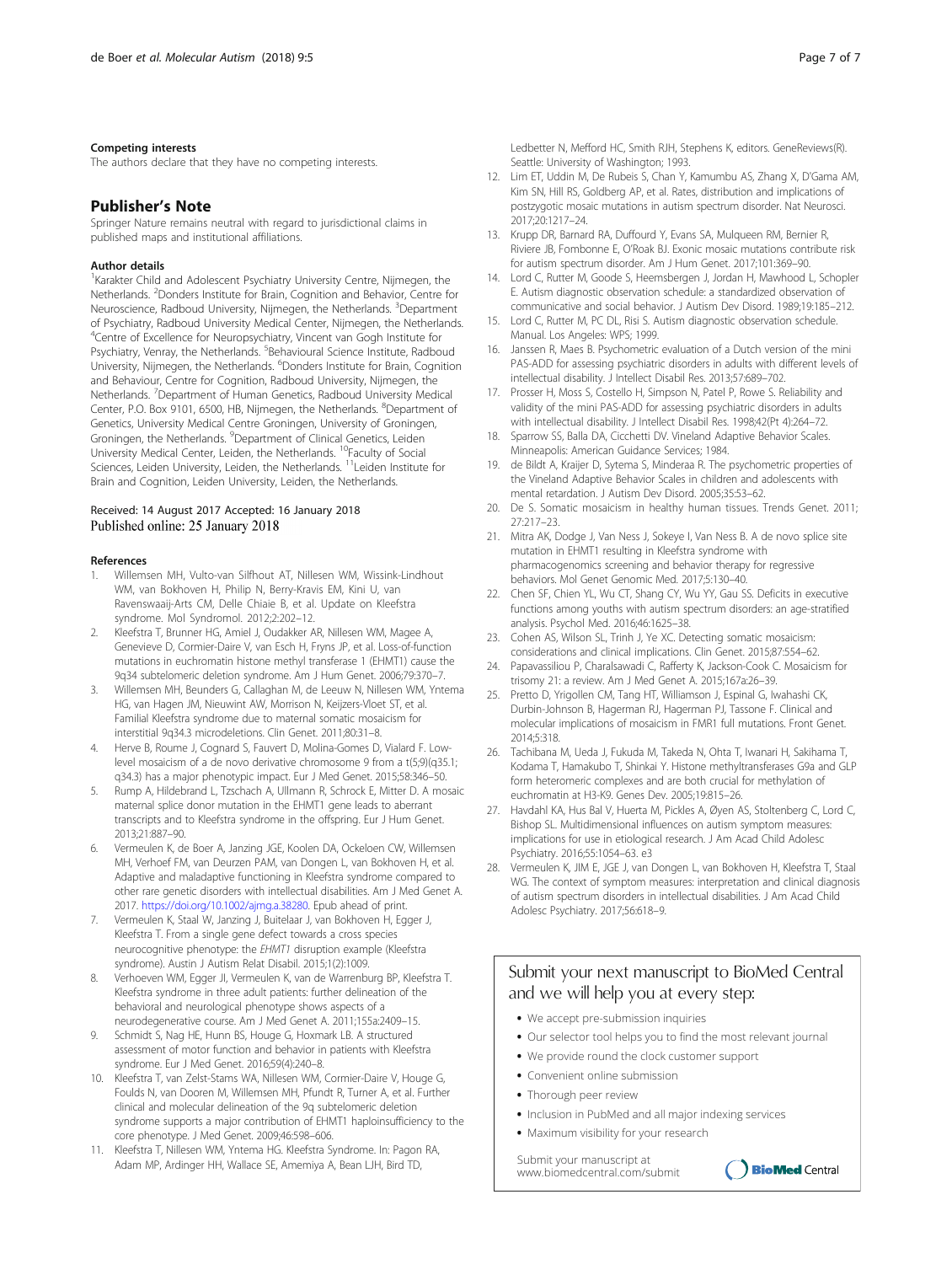#### Competing interests

The authors declare that they have no competing interests.

## Publisher's Note

Springer Nature remains neutral with regard to jurisdictional claims in published maps and institutional affiliations.

#### Author details

[1]Karakter Child and Adolescent Psychiatry University Centre, Nijmegen, the Netherlands. [2]Donders Institute for Brain, Cognition and Behavior, Centre for Neuroscience, Radboud University, Nijmegen, the Netherlands. [3]Department of Psychiatry, Radboud University Medical Center, Nijmegen, the Netherlands. [4]Centre of Excellence for Neuropsychiatry, Vincent van Gogh Institute for Psychiatry, Venray, the Netherlands. [5]Behavioural Science Institute, Radboud University, Nijmegen, the Netherlands. [6]Donders Institute for Brain, Cognition and Behaviour, Centre for Cognition, Radboud University, Nijmegen, the Netherlands. [7]Department of Human Genetics, Radboud University Medical Center, P.O. Box 9101, 6500, HB, Nijmegen, the Netherlands. [8]Department of Genetics, University Medical Centre Groningen, University of Groningen, Groningen, the Netherlands. [9]Department of Clinical Genetics, Leiden University Medical Center, Leiden, the Netherlands. [10]Faculty of Social Sciences, Leiden University, Leiden, the Netherlands. [11]Leiden Institute for Brain and Cognition, Leiden University, Leiden, the Netherlands.

Received: 14 August 2017 Accepted: 16 January 2018
Published online: 25 January 2018

#### References

1. Willemsen MH, Vulto-van Silfhout AT, Nillesen WM, Wissink-Lindhout WM, van Bokhoven H, Philip N, Berry-Kravis EM, Kini U, van Ravenswaaij-Arts CM, Delle Chiaie B, et al. Update on Kleefstra syndrome. Mol Syndromol. 2012;2:202–12.
2. Kleefstra T, Brunner HG, Amiel J, Oudakker AR, Nillesen WM, Magee A, Genevieve D, Cormier-Daire V, van Esch H, Fryns JP, et al. Loss-of-function mutations in euchromatin histone methyl transferase 1 (EHMT1) cause the 9q34 subtelomeric deletion syndrome. Am J Hum Genet. 2006;79:370–7.
3. Willemsen MH, Beunders G, Callaghan M, de Leeuw N, Nillesen WM, Yntema HG, van Hagen JM, Nieuwint AW, Morrison N, Keijzers-Vloet ST, et al. Familial Kleefstra syndrome due to maternal somatic mosaicism for interstitial 9q34.3 microdeletions. Clin Genet. 2011;80:31–8.
4. Herve B, Roume J, Cognard S, Fauvert D, Molina-Gomes D, Vialard F. Low-level mosaicism of a de novo derivative chromosome 9 from a t(5;9)(q35.1; q34.3) has a major phenotypic impact. Eur J Med Genet. 2015;58:346–50.
5. Rump A, Hildebrand L, Tzschach A, Ullmann R, Schrock E, Mitter D. A mosaic maternal splice donor mutation in the EHMT1 gene leads to aberrant transcripts and to Kleefstra syndrome in the offspring. Eur J Hum Genet. 2013;21:887–90.
6. Vermeulen K, de Boer A, Janzing JGE, Koolen DA, Ockeloen CW, Willemsen MH, Verhoef FM, van Deurzen PAM, van Dongen L, van Bokhoven H, et al. Adaptive and maladaptive functioning in Kleefstra syndrome compared to other rare genetic disorders with intellectual disabilities. Am J Med Genet A. 2017. https://doi.org/10.1002/ajmg.a.38280. Epub ahead of print.
7. Vermeulen K, Staal W, Janzing J, Buitelaar J, van Bokhoven H, Egger J, Kleefstra T. From a single gene defect towards a cross species neurocognitive phenotype: the *EHMT1* disruption example (Kleefstra syndrome). Austin J Autism Relat Disabil. 2015;1(2):1009.
8. Verhoeven WM, Egger JI, Vermeulen K, van de Warrenburg BP, Kleefstra T. Kleefstra syndrome in three adult patients: further delineation of the behavioral and neurological phenotype shows aspects of a neurodegenerative course. Am J Med Genet A. 2011;155a:2409–15.
9. Schmidt S, Nag HE, Hunn BS, Houge G, Hoxmark LB. A structured assessment of motor function and behavior in patients with Kleefstra syndrome. Eur J Med Genet. 2016;59(4):240–8.
10. Kleefstra T, van Zelst-Stams WA, Nillesen WM, Cormier-Daire V, Houge G, Foulds N, van Dooren M, Willemsen MH, Pfundt R, Turner A, et al. Further clinical and molecular delineation of the 9q subtelomeric deletion syndrome supports a major contribution of EHMT1 haploinsufficiency to the core phenotype. J Med Genet. 2009;46:598–606.
11. Kleefstra T, Nillesen WM, Yntema HG. Kleefstra Syndrome. In: Pagon RA, Adam MP, Ardinger HH, Wallace SE, Amemiya A, Bean LJH, Bird TD, Ledbetter N, Mefford HC, Smith RJH, Stephens K, editors. GeneReviews(R). Seattle: University of Washington; 1993.
12. Lim ET, Uddin M, De Rubeis S, Chan Y, Kamumbu AS, Zhang X, D'Gama AM, Kim SN, Hill RS, Goldberg AP, et al. Rates, distribution and implications of postzygotic mosaic mutations in autism spectrum disorder. Nat Neurosci. 2017;20:1217–24.
13. Krupp DR, Barnard RA, Duffourd Y, Evans SA, Mulqueen RM, Bernier R, Riviere JB, Fombonne E, O'Roak BJ. Exonic mosaic mutations contribute risk for autism spectrum disorder. Am J Hum Genet. 2017;101:369–90.
14. Lord C, Rutter M, Goode S, Heemsbergen J, Jordan H, Mawhood L, Schopler E. Autism diagnostic observation schedule: a standardized observation of communicative and social behavior. J Autism Dev Disord. 1989;19:185–212.
15. Lord C, Rutter M, PC DL, Risi S. Autism diagnostic observation schedule. Manual. Los Angeles: WPS; 1999.
16. Janssen R, Maes B. Psychometric evaluation of a Dutch version of the mini PAS-ADD for assessing psychiatric disorders in adults with different levels of intellectual disability. J Intellect Disabil Res. 2013;57:689–702.
17. Prosser H, Moss S, Costello H, Simpson N, Patel P, Rowe S. Reliability and validity of the mini PAS-ADD for assessing psychiatric disorders in adults with intellectual disability. J Intellect Disabil Res. 1998;42(Pt 4):264–72.
18. Sparrow SS, Balla DA, Cicchetti DV. Vineland Adaptive Behavior Scales. Minneapolis: American Guidance Services; 1984.
19. de Bildt A, Kraijer D, Sytema S, Minderaa R. The psychometric properties of the Vineland Adaptive Behavior Scales in children and adolescents with mental retardation. J Autism Dev Disord. 2005;35:53–62.
20. De S. Somatic mosaicism in healthy human tissues. Trends Genet. 2011;27:217–23.
21. Mitra AK, Dodge J, Van Ness J, Sokeye I, Van Ness B. A de novo splice site mutation in EHMT1 resulting in Kleefstra syndrome with pharmacogenomics screening and behavior therapy for regressive behaviors. Mol Genet Genomic Med. 2017;5:130–40.
22. Chen SF, Chien YL, Wu CT, Shang CY, Wu YY, Gau SS. Deficits in executive functions among youths with autism spectrum disorders: an age-stratified analysis. Psychol Med. 2016;46:1625–38.
23. Cohen AS, Wilson SL, Trinh J, Ye XC. Detecting somatic mosaicism: considerations and clinical implications. Clin Genet. 2015;87:554–62.
24. Papavassiliou P, Charalsawadi C, Rafferty K, Jackson-Cook C. Mosaicism for trisomy 21: a review. Am J Med Genet A. 2015;167a:26–39.
25. Pretto D, Yrigollen CM, Tang HT, Williamson J, Espinal G, Iwahashi CK, Durbin-Johnson B, Hagerman RJ, Hagerman PJ, Tassone F. Clinical and molecular implications of mosaicism in FMR1 full mutations. Front Genet. 2014;5:318.
26. Tachibana M, Ueda J, Fukuda M, Takeda N, Ohta T, Iwanari H, Sakihama T, Kodama T, Hamakubo T, Shinkai Y. Histone methyltransferases G9a and GLP form heteromeric complexes and are both crucial for methylation of euchromatin at H3-K9. Genes Dev. 2005;19:815–26.
27. Havdahl KA, Hus Bal V, Huerta M, Pickles A, Øyen AS, Stoltenberg C, Lord C, Bishop SL. Multidimensional influences on autism symptom measures: implications for use in etiological research. J Am Acad Child Adolesc Psychiatry. 2016;55:1054–63. e3
28. Vermeulen K, JIM E, JGE J, van Dongen L, van Bokhoven H, Kleefstra T, Staal WG. The context of symptom measures: interpretation and clinical diagnosis of autism spectrum disorders in intellectual disabilities. J Am Acad Child Adolesc Psychiatry. 2017;56:618–9.

Submit your next manuscript to BioMed Central and we will help you at every step:

- We accept pre-submission inquiries
- Our selector tool helps you to find the most relevant journal
- We provide round the clock customer support
- Convenient online submission
- Thorough peer review
- Inclusion in PubMed and all major indexing services
- Maximum visibility for your research

Submit your manuscript at www.biomedcentral.com/submit

BioMed Central